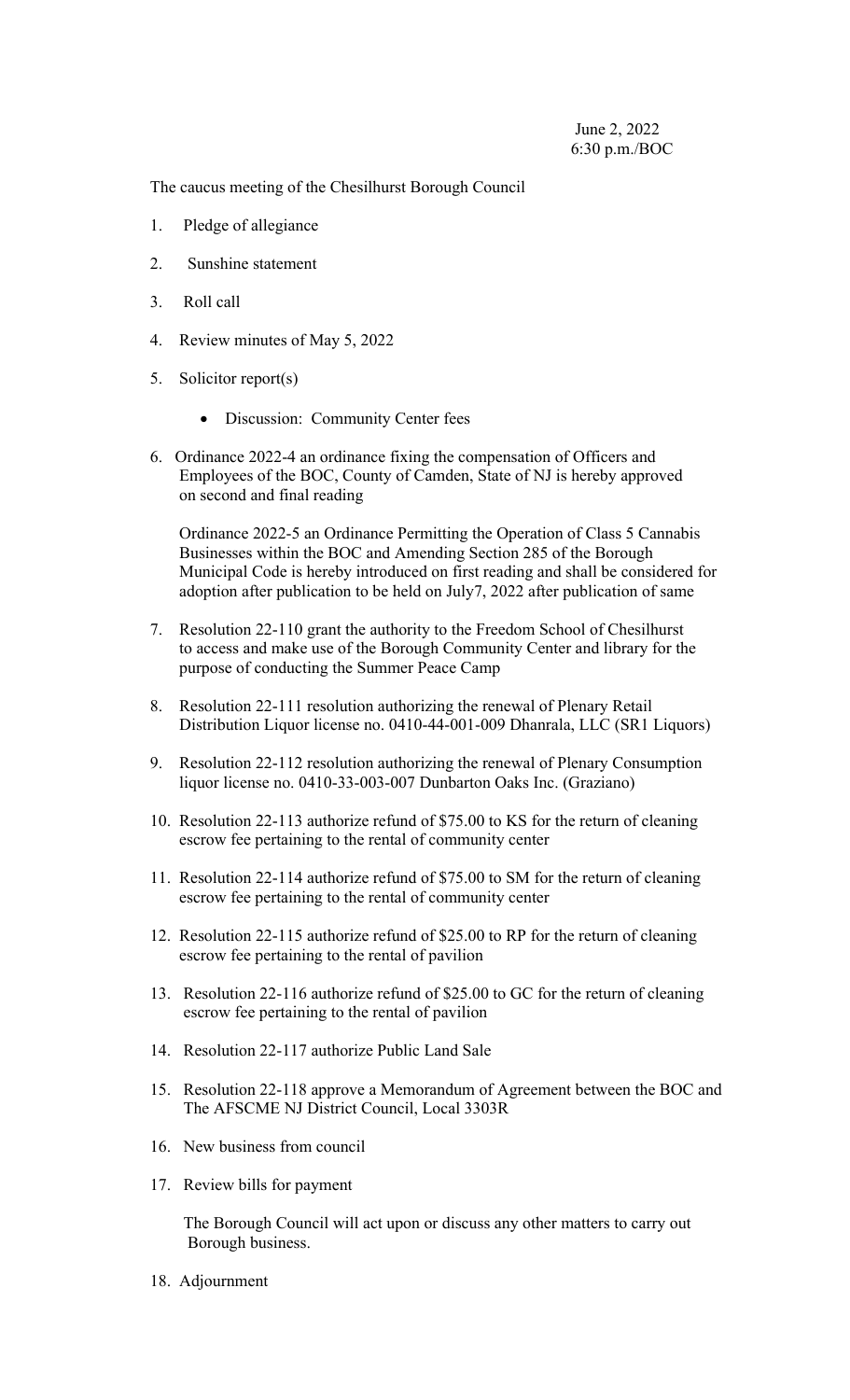June 2, 2022
6:30 p.m./BOC

The caucus meeting of the Chesilhurst Borough Council

1. Pledge of allegiance
2. Sunshine statement
3. Roll call
4. Review minutes of May 5, 2022
5. Solicitor report(s)
    - Discussion: Community Center fees
6. Ordinance 2022-4 an ordinance fixing the compensation of Officers and Employees of the BOC, County of Camden, State of NJ is hereby approved on second and final reading

   Ordinance 2022-5 an Ordinance Permitting the Operation of Class 5 Cannabis Businesses within the BOC and Amending Section 285 of the Borough Municipal Code is hereby introduced on first reading and shall be considered for adoption after publication to be held on July7, 2022 after publication of same
7. Resolution 22-110 grant the authority to the Freedom School of Chesilhurst to access and make use of the Borough Community Center and library for the purpose of conducting the Summer Peace Camp
8. Resolution 22-111 resolution authorizing the renewal of Plenary Retail Distribution Liquor license no. 0410-44-001-009 Dhanrala, LLC (SR1 Liquors)
9. Resolution 22-112 resolution authorizing the renewal of Plenary Consumption liquor license no. 0410-33-003-007 Dunbarton Oaks Inc. (Graziano)
10. Resolution 22-113 authorize refund of $75.00 to KS for the return of cleaning escrow fee pertaining to the rental of community center
11. Resolution 22-114 authorize refund of $75.00 to SM for the return of cleaning escrow fee pertaining to the rental of community center
12. Resolution 22-115 authorize refund of $25.00 to RP for the return of cleaning escrow fee pertaining to the rental of pavilion
13. Resolution 22-116 authorize refund of $25.00 to GC for the return of cleaning escrow fee pertaining to the rental of pavilion
14. Resolution 22-117 authorize Public Land Sale
15. Resolution 22-118 approve a Memorandum of Agreement between the BOC and The AFSCME NJ District Council, Local 3303R
16. New business from council
17. Review bills for payment

    The Borough Council will act upon or discuss any other matters to carry out Borough business.
18. Adjournment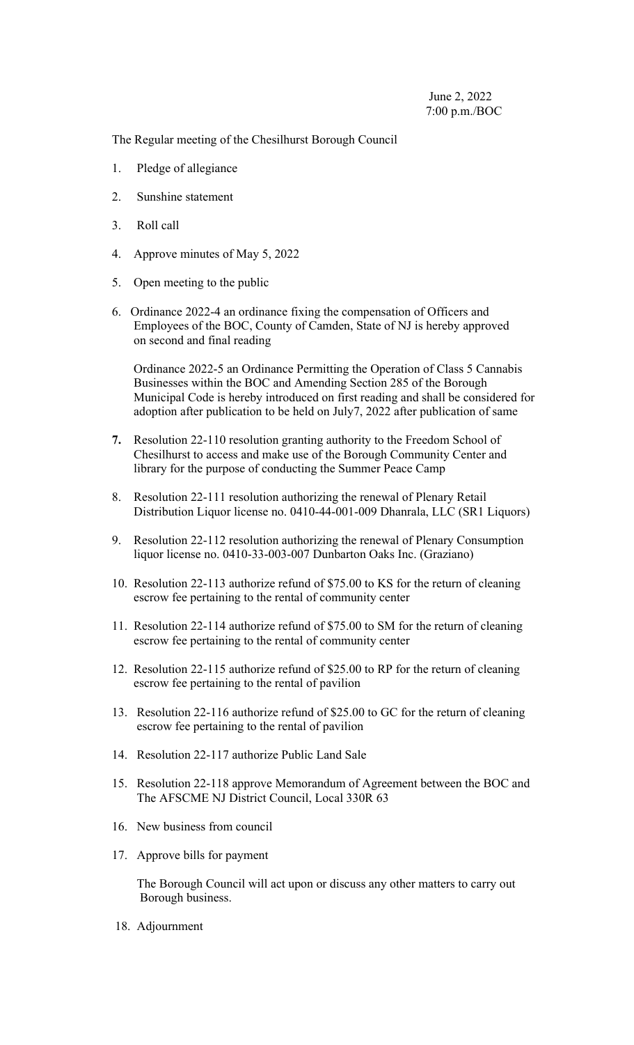June 2, 2022
7:00 p.m./BOC

The Regular meeting of the Chesilhurst Borough Council

1. Pledge of allegiance

2. Sunshine statement

3. Roll call

4. Approve minutes of May 5, 2022

5. Open meeting to the public

6. Ordinance 2022-4 an ordinance fixing the compensation of Officers and Employees of the BOC, County of Camden, State of NJ is hereby approved on second and final reading

   Ordinance 2022-5 an Ordinance Permitting the Operation of Class 5 Cannabis Businesses within the BOC and Amending Section 285 of the Borough Municipal Code is hereby introduced on first reading and shall be considered for adoption after publication to be held on July7, 2022 after publication of same

7. Resolution 22-110 resolution granting authority to the Freedom School of Chesilhurst to access and make use of the Borough Community Center and library for the purpose of conducting the Summer Peace Camp

8. Resolution 22-111 resolution authorizing the renewal of Plenary Retail Distribution Liquor license no. 0410-44-001-009 Dhanrala, LLC (SR1 Liquors)

9. Resolution 22-112 resolution authorizing the renewal of Plenary Consumption liquor license no. 0410-33-003-007 Dunbarton Oaks Inc. (Graziano)

10. Resolution 22-113 authorize refund of $75.00 to KS for the return of cleaning escrow fee pertaining to the rental of community center

11. Resolution 22-114 authorize refund of $75.00 to SM for the return of cleaning escrow fee pertaining to the rental of community center

12. Resolution 22-115 authorize refund of $25.00 to RP for the return of cleaning escrow fee pertaining to the rental of pavilion

13. Resolution 22-116 authorize refund of $25.00 to GC for the return of cleaning escrow fee pertaining to the rental of pavilion

14. Resolution 22-117 authorize Public Land Sale

15. Resolution 22-118 approve Memorandum of Agreement between the BOC and The AFSCME NJ District Council, Local 330R 63

16. New business from council

17. Approve bills for payment

    The Borough Council will act upon or discuss any other matters to carry out Borough business.

18. Adjournment